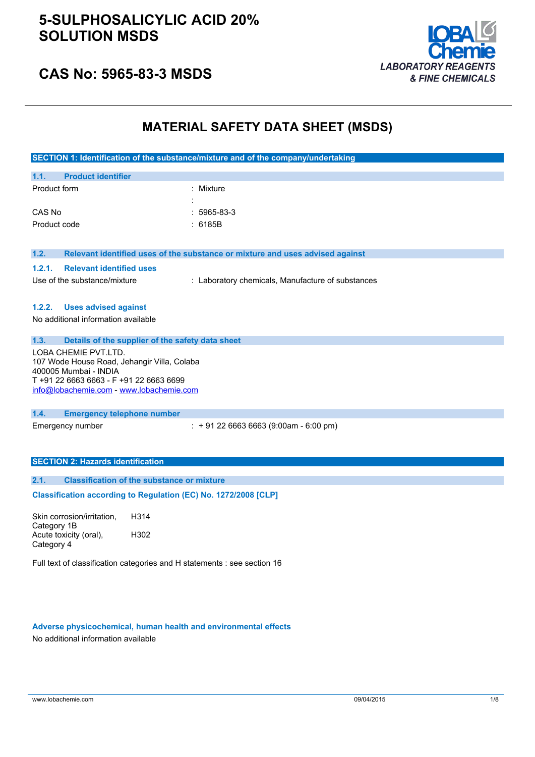# 5-SULPHOSALICYLIC ACID 20% SOLUTION MSDS

## CAS No: 5965-83-3 MSDS

LOBA Chemie
*LABORATORY REAGENTS & FINE CHEMICALS*

# MATERIAL SAFETY DATA SHEET (MSDS)

## SECTION 1: Identification of the substance/mixture and of the company/undertaking

### 1.1. Product identifier

| | |
|---|---|
| Product form | : Mixture |
| | : |
| CAS No | : 5965-83-3 |
| Product code | : 6185B |

### 1.2. Relevant identified uses of the substance or mixture and uses advised against

#### 1.2.1. Relevant identified uses

Use of the substance/mixture : Laboratory chemicals, Manufacture of substances

#### 1.2.2. Uses advised against

No additional information available

### 1.3. Details of the supplier of the safety data sheet

LOBA CHEMIE PVT.LTD.
107 Wode House Road, Jehangir Villa, Colaba
400005 Mumbai - INDIA
T +91 22 6663 6663 - F +91 22 6663 6699
info@lobachemie.com - www.lobachemie.com

### 1.4. Emergency telephone number

Emergency number : + 91 22 6663 6663 (9:00am - 6:00 pm)

## SECTION 2: Hazards identification

### 2.1. Classification of the substance or mixture

**Classification according to Regulation (EC) No. 1272/2008 [CLP]**

| | |
|---|---|
| Skin corrosion/irritation, Category 1B | H314 |
| Acute toxicity (oral), Category 4 | H302 |

Full text of classification categories and H statements : see section 16

**Adverse physicochemical, human health and environmental effects**

No additional information available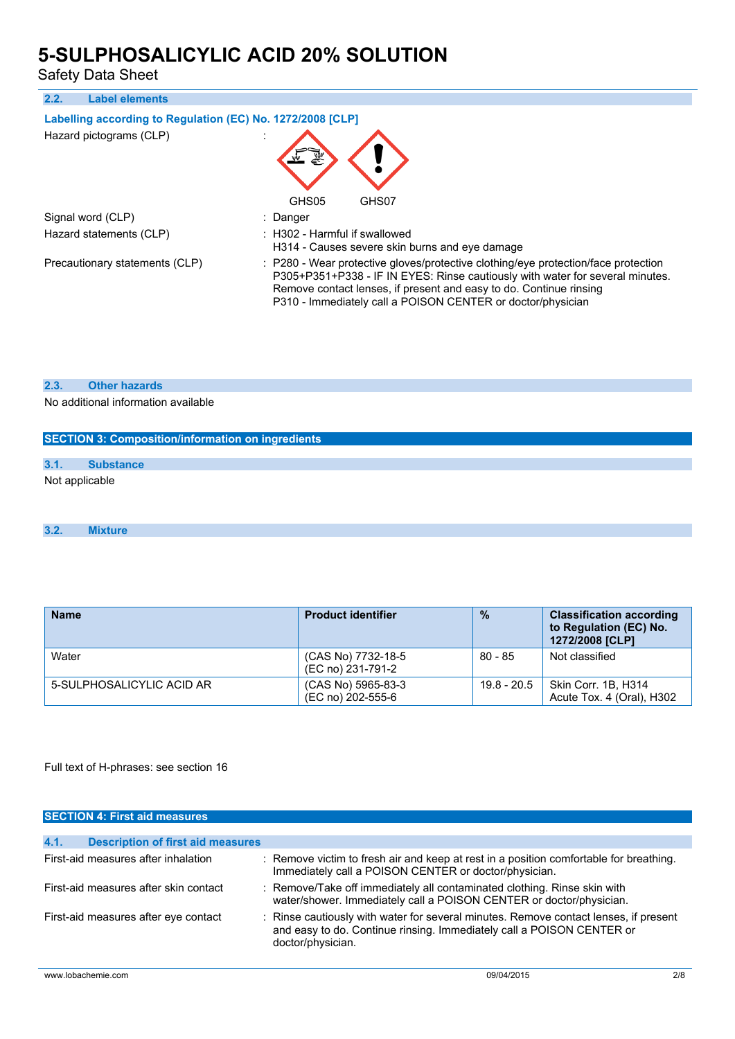### 2.2. Label elements

**Labelling according to Regulation (EC) No. 1272/2008 [CLP]**

Hazard pictograms (CLP) :

GHS05 GHS07

Signal word (CLP) : Danger

Hazard statements (CLP) : H302 - Harmful if swallowed
H314 - Causes severe skin burns and eye damage

Precautionary statements (CLP) : P280 - Wear protective gloves/protective clothing/eye protection/face protection
P305+P351+P338 - IF IN EYES: Rinse cautiously with water for several minutes. Remove contact lenses, if present and easy to do. Continue rinsing
P310 - Immediately call a POISON CENTER or doctor/physician

### 2.3. Other hazards

No additional information available

## SECTION 3: Composition/information on ingredients

### 3.1. Substance

Not applicable

### 3.2. Mixture

| Name | Product identifier | % | Classification according to Regulation (EC) No. 1272/2008 [CLP] |
|---|---|---|---|
| Water | (CAS No) 7732-18-5<br>(EC no) 231-791-2 | 80 - 85 | Not classified |
| 5-SULPHOSALICYLIC ACID AR | (CAS No) 5965-83-3<br>(EC no) 202-555-6 | 19.8 - 20.5 | Skin Corr. 1B, H314<br>Acute Tox. 4 (Oral), H302 |

Full text of H-phrases: see section 16

## SECTION 4: First aid measures

### 4.1. Description of first aid measures

First-aid measures after inhalation : Remove victim to fresh air and keep at rest in a position comfortable for breathing. Immediately call a POISON CENTER or doctor/physician.

First-aid measures after skin contact : Remove/Take off immediately all contaminated clothing. Rinse skin with water/shower. Immediately call a POISON CENTER or doctor/physician.

First-aid measures after eye contact : Rinse cautiously with water for several minutes. Remove contact lenses, if present and easy to do. Continue rinsing. Immediately call a POISON CENTER or doctor/physician.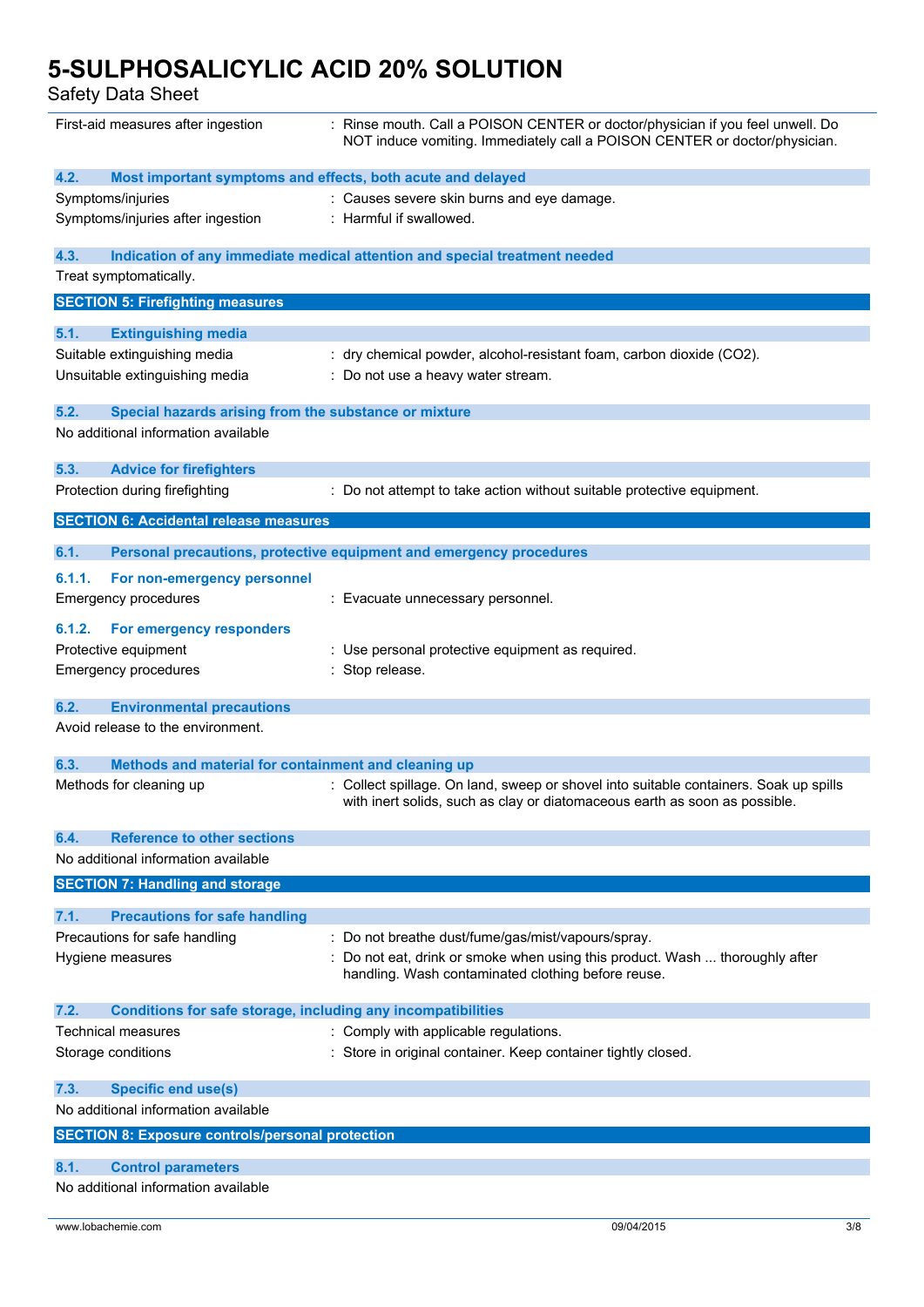| | |
|---|---|
| First-aid measures after ingestion | : Rinse mouth. Call a POISON CENTER or doctor/physician if you feel unwell. Do NOT induce vomiting. Immediately call a POISON CENTER or doctor/physician. |

### 4.2. Most important symptoms and effects, both acute and delayed

| | |
|---|---|
| Symptoms/injuries | : Causes severe skin burns and eye damage. |
| Symptoms/injuries after ingestion | : Harmful if swallowed. |

### 4.3. Indication of any immediate medical attention and special treatment needed

Treat symptomatically.

## SECTION 5: Firefighting measures

### 5.1. Extinguishing media

| | |
|---|---|
| Suitable extinguishing media | : dry chemical powder, alcohol-resistant foam, carbon dioxide ($CO_2$). |
| Unsuitable extinguishing media | : Do not use a heavy water stream. |

### 5.2. Special hazards arising from the substance or mixture

No additional information available

### 5.3. Advice for firefighters

| | |
|---|---|
| Protection during firefighting | : Do not attempt to take action without suitable protective equipment. |

## SECTION 6: Accidental release measures

### 6.1. Personal precautions, protective equipment and emergency procedures

#### 6.1.1. For non-emergency personnel

| | |
|---|---|
| Emergency procedures | : Evacuate unnecessary personnel. |

#### 6.1.2. For emergency responders

| | |
|---|---|
| Protective equipment | : Use personal protective equipment as required. |
| Emergency procedures | : Stop release. |

### 6.2. Environmental precautions

Avoid release to the environment.

### 6.3. Methods and material for containment and cleaning up

| | |
|---|---|
| Methods for cleaning up | : Collect spillage. On land, sweep or shovel into suitable containers. Soak up spills with inert solids, such as clay or diatomaceous earth as soon as possible. |

### 6.4. Reference to other sections

No additional information available

## SECTION 7: Handling and storage

### 7.1. Precautions for safe handling

| | |
|---|---|
| Precautions for safe handling | : Do not breathe dust/fume/gas/mist/vapours/spray. |
| Hygiene measures | : Do not eat, drink or smoke when using this product. Wash ... thoroughly after handling. Wash contaminated clothing before reuse. |

### 7.2. Conditions for safe storage, including any incompatibilities

| | |
|---|---|
| Technical measures | : Comply with applicable regulations. |
| Storage conditions | : Store in original container. Keep container tightly closed. |

### 7.3. Specific end use(s)

No additional information available

## SECTION 8: Exposure controls/personal protection

### 8.1. Control parameters

No additional information available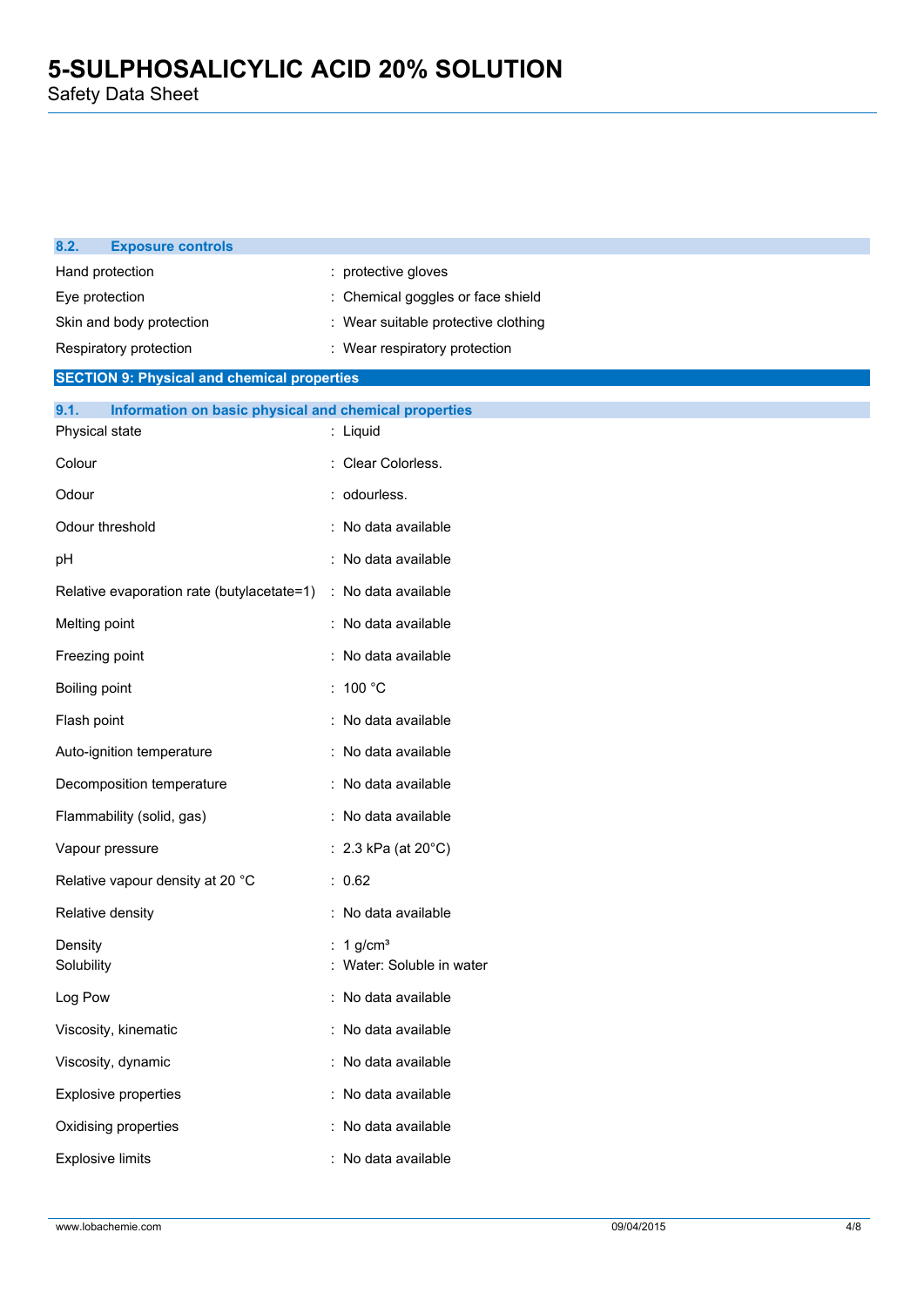### 8.2. Exposure controls

| | |
|---|---|
| Hand protection | : protective gloves |
| Eye protection | : Chemical goggles or face shield |
| Skin and body protection | : Wear suitable protective clothing |
| Respiratory protection | : Wear respiratory protection |

## SECTION 9: Physical and chemical properties

### 9.1. Information on basic physical and chemical properties

| | |
|---|---|
| Physical state | : Liquid |
| Colour | : Clear Colorless. |
| Odour | : odourless. |
| Odour threshold | : No data available |
| pH | : No data available |
| Relative evaporation rate (butylacetate=1) | : No data available |
| Melting point | : No data available |
| Freezing point | : No data available |
| Boiling point | : 100 °C |
| Flash point | : No data available |
| Auto-ignition temperature | : No data available |
| Decomposition temperature | : No data available |
| Flammability (solid, gas) | : No data available |
| Vapour pressure | : 2.3 kPa (at 20°C) |
| Relative vapour density at 20 °C | : 0.62 |
| Relative density | : No data available |
| Density | : 1 $g/cm^3$ |
| Solubility | : Water: Soluble in water |
| Log Pow | : No data available |
| Viscosity, kinematic | : No data available |
| Viscosity, dynamic | : No data available |
| Explosive properties | : No data available |
| Oxidising properties | : No data available |
| Explosive limits | : No data available |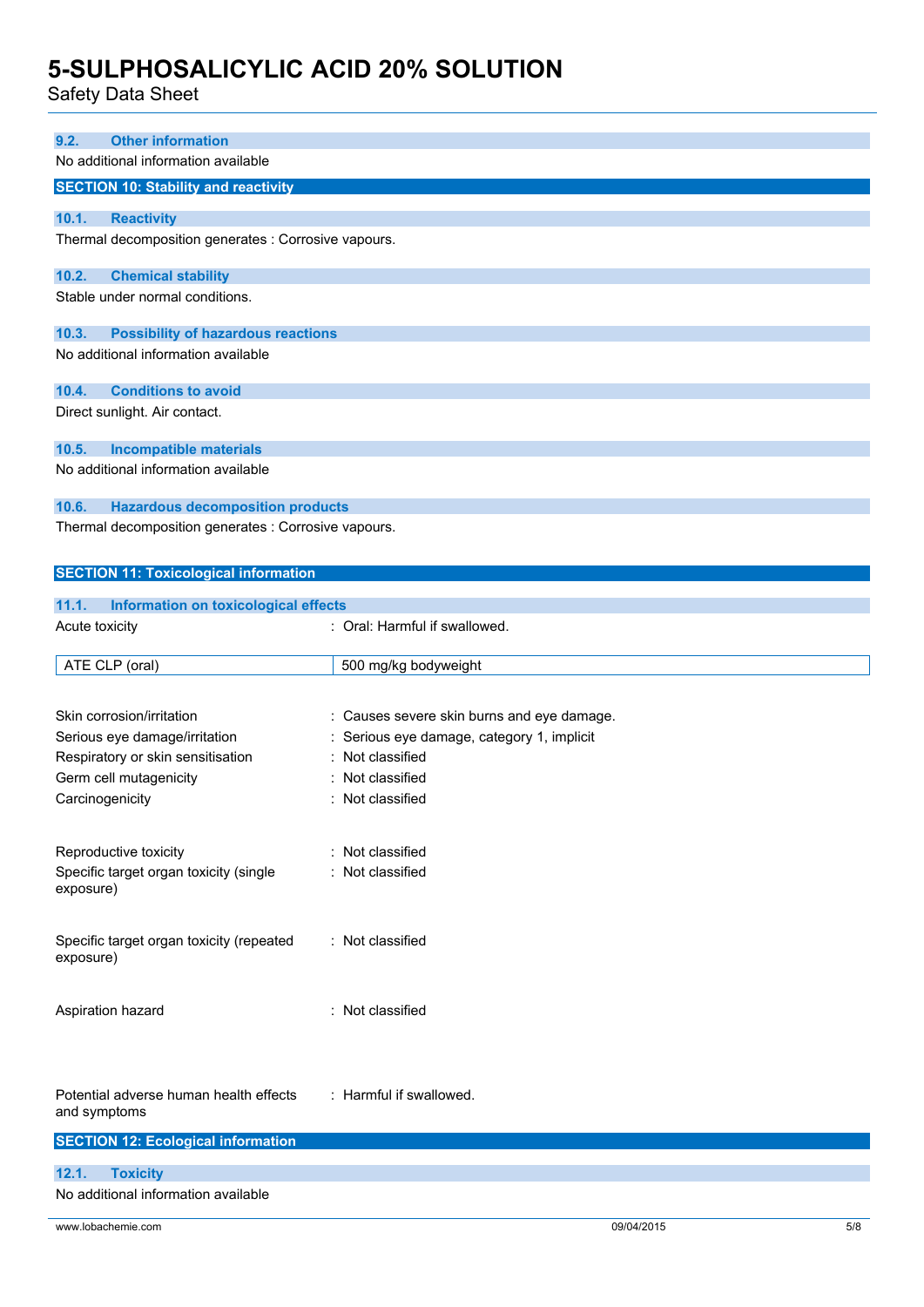### 9.2. Other information

No additional information available

## SECTION 10: Stability and reactivity

### 10.1. Reactivity

Thermal decomposition generates : Corrosive vapours.

### 10.2. Chemical stability

Stable under normal conditions.

### 10.3. Possibility of hazardous reactions

No additional information available

### 10.4. Conditions to avoid

Direct sunlight. Air contact.

### 10.5. Incompatible materials

No additional information available

### 10.6. Hazardous decomposition products

Thermal decomposition generates : Corrosive vapours.

## SECTION 11: Toxicological information

### 11.1. Information on toxicological effects

Acute toxicity : Oral: Harmful if swallowed.

| ATE CLP (oral) | 500 mg/kg bodyweight |
|---|---|

Skin corrosion/irritation : Causes severe skin burns and eye damage.

Serious eye damage/irritation : Serious eye damage, category 1, implicit

Respiratory or skin sensitisation : Not classified

Germ cell mutagenicity : Not classified

Carcinogenicity : Not classified

Reproductive toxicity : Not classified

Specific target organ toxicity (single exposure) : Not classified

Specific target organ toxicity (repeated exposure) : Not classified

Aspiration hazard : Not classified

Potential adverse human health effects and symptoms : Harmful if swallowed.

## SECTION 12: Ecological information

### 12.1. Toxicity

No additional information available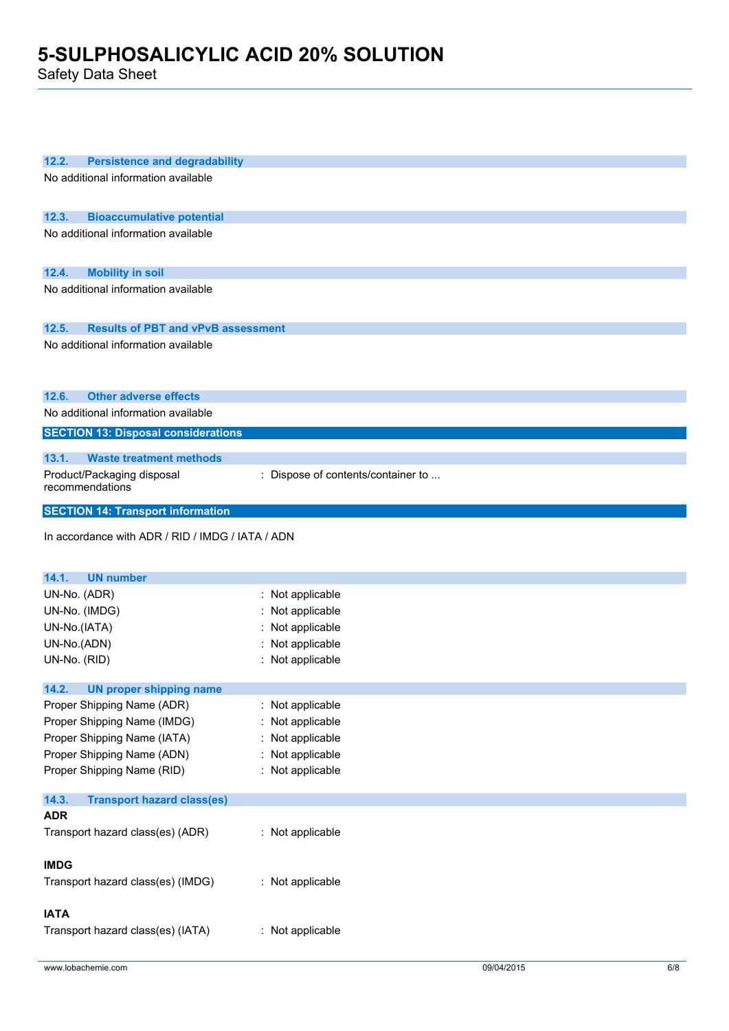### 12.2. Persistence and degradability

No additional information available

### 12.3. Bioaccumulative potential

No additional information available

### 12.4. Mobility in soil

No additional information available

### 12.5. Results of PBT and vPvB assessment

No additional information available

### 12.6. Other adverse effects

No additional information available

## SECTION 13: Disposal considerations

### 13.1. Waste treatment methods

Product/Packaging disposal recommendations : Dispose of contents/container to ...

## SECTION 14: Transport information

In accordance with ADR / RID / IMDG / IATA / ADN

### 14.1. UN number

UN-No. (ADR) : Not applicable
UN-No. (IMDG) : Not applicable
UN-No.(IATA) : Not applicable
UN-No.(ADN) : Not applicable
UN-No. (RID) : Not applicable

### 14.2. UN proper shipping name

Proper Shipping Name (ADR) : Not applicable
Proper Shipping Name (IMDG) : Not applicable
Proper Shipping Name (IATA) : Not applicable
Proper Shipping Name (ADN) : Not applicable
Proper Shipping Name (RID) : Not applicable

### 14.3. Transport hazard class(es)

**ADR**

Transport hazard class(es) (ADR) : Not applicable

**IMDG**

Transport hazard class(es) (IMDG) : Not applicable

**IATA**

Transport hazard class(es) (IATA) : Not applicable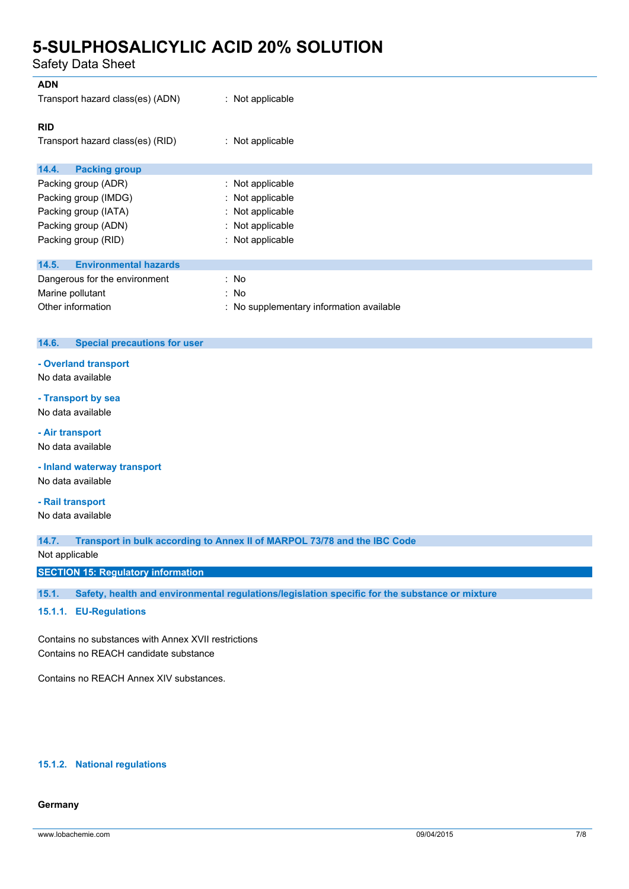**ADN**

Transport hazard class(es) (ADN) : Not applicable

**RID**

Transport hazard class(es) (RID) : Not applicable

### 14.4. Packing group

| | |
|---|---|
| Packing group (ADR) | : Not applicable |
| Packing group (IMDG) | : Not applicable |
| Packing group (IATA) | : Not applicable |
| Packing group (ADN) | : Not applicable |
| Packing group (RID) | : Not applicable |

### 14.5. Environmental hazards

| | |
|---|---|
| Dangerous for the environment | : No |
| Marine pollutant | : No |
| Other information | : No supplementary information available |

### 14.6. Special precautions for user

**- Overland transport**

No data available

**- Transport by sea**

No data available

**- Air transport**

No data available

**- Inland waterway transport**

No data available

**- Rail transport**

No data available

### 14.7. Transport in bulk according to Annex II of MARPOL 73/78 and the IBC Code

Not applicable

## SECTION 15: Regulatory information

### 15.1. Safety, health and environmental regulations/legislation specific for the substance or mixture

#### 15.1.1. EU-Regulations

Contains no substances with Annex XVII restrictions
Contains no REACH candidate substance

Contains no REACH Annex XIV substances.

#### 15.1.2. National regulations

**Germany**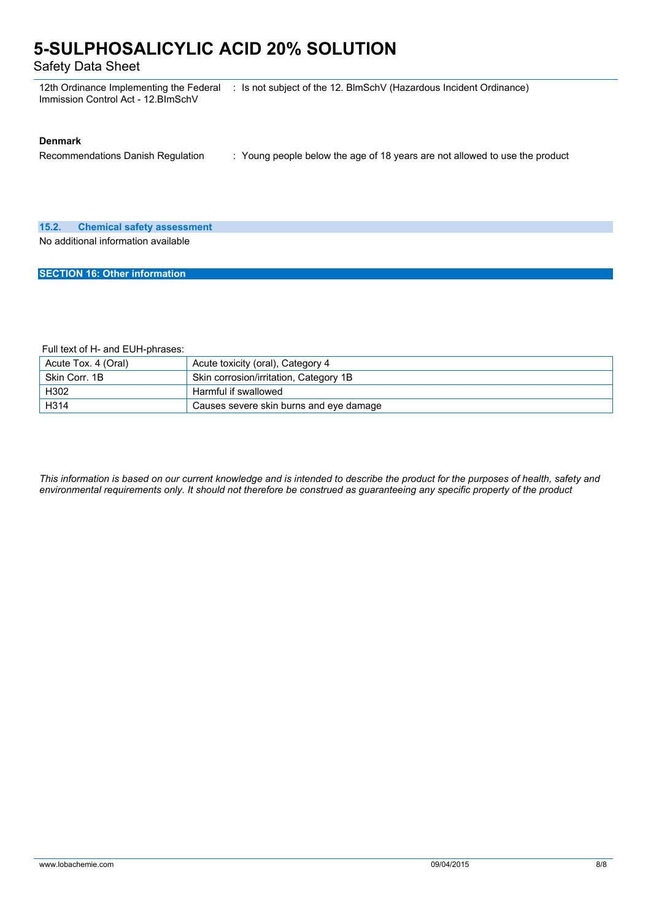12th Ordinance Implementing the Federal Immission Control Act - 12.BImSchV : Is not subject of the 12. BlmSchV (Hazardous Incident Ordinance)

**Denmark**

Recommendations Danish Regulation : Young people below the age of 18 years are not allowed to use the product

### 15.2. Chemical safety assessment

No additional information available

## SECTION 16: Other information

Full text of H- and EUH-phrases:

| | |
|---|---|
| Acute Tox. 4 (Oral) | Acute toxicity (oral), Category 4 |
| Skin Corr. 1B | Skin corrosion/irritation, Category 1B |
| H302 | Harmful if swallowed |
| H314 | Causes severe skin burns and eye damage |

*This information is based on our current knowledge and is intended to describe the product for the purposes of health, safety and environmental requirements only. It should not therefore be construed as guaranteeing any specific property of the product*